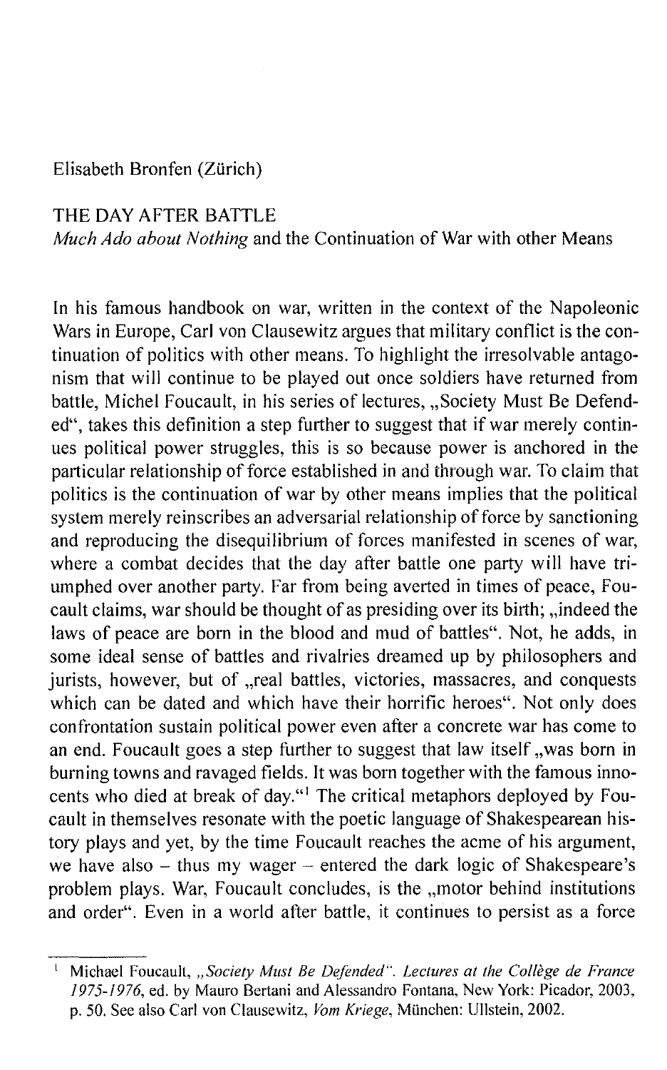Elisabeth Bronfen (Zürich)

# THE DAY AFTER BATTLE

## *Much Ado about Nothing* and the Continuation of War with other Means

In his famous handbook on war, written in the context of the Napoleonic Wars in Europe, Carl von Clausewitz argues that military conflict is the continuation of politics with other means. To highlight the irresolvable antagonism that will continue to be played out once soldiers have returned from battle, Michel Foucault, in his series of lectures, „Society Must Be Defended", takes this definition a step further to suggest that if war merely continues political power struggles, this is so because power is anchored in the particular relationship of force established in and through war. To claim that politics is the continuation of war by other means implies that the political system merely reinscribes an adversarial relationship of force by sanctioning and reproducing the disequilibrium of forces manifested in scenes of war, where a combat decides that the day after battle one party will have triumphed over another party. Far from being averted in times of peace, Foucault claims, war should be thought of as presiding over its birth; „indeed the laws of peace are born in the blood and mud of battles". Not, he adds, in some ideal sense of battles and rivalries dreamed up by philosophers and jurists, however, but of „real battles, victories, massacres, and conquests which can be dated and which have their horrific heroes". Not only does confrontation sustain political power even after a concrete war has come to an end. Foucault goes a step further to suggest that law itself „was born in burning towns and ravaged fields. It was born together with the famous innocents who died at break of day."[1] The critical metaphors deployed by Foucault in themselves resonate with the poetic language of Shakespearean history plays and yet, by the time Foucault reaches the acme of his argument, we have also – thus my wager – entered the dark logic of Shakespeare's problem plays. War, Foucault concludes, is the „motor behind institutions and order". Even in a world after battle, it continues to persist as a force

---

[1] Michael Foucault, *„Society Must Be Defended". Lectures at the Collège de France 1975-1976*, ed. by Mauro Bertani and Alessandro Fontana, New York: Picador, 2003, p. 50. See also Carl von Clausewitz, *Vom Kriege*, München: Ullstein, 2002.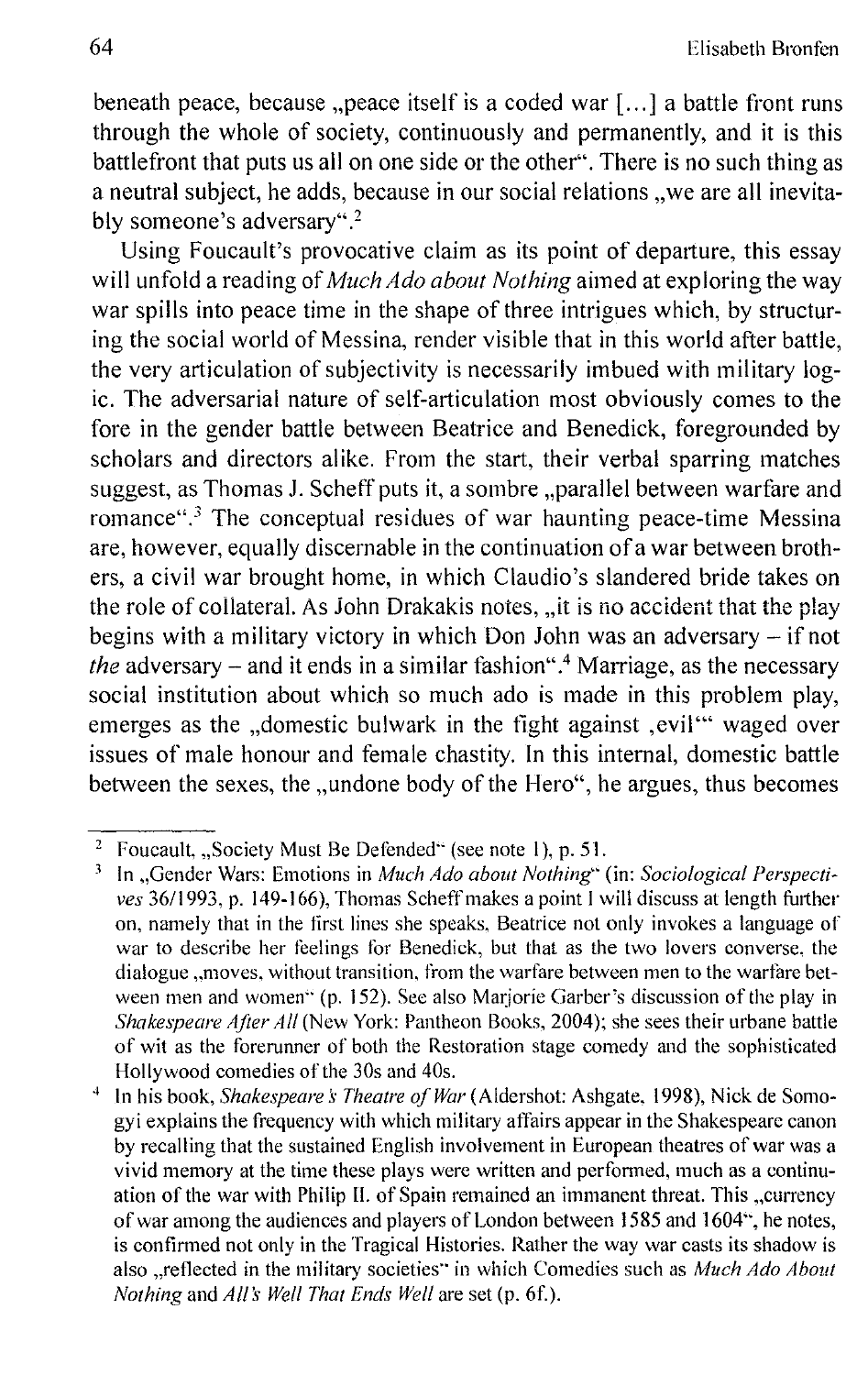beneath peace, because „peace itself is a coded war […] a battle front runs through the whole of society, continuously and permanently, and it is this battlefront that puts us all on one side or the other". There is no such thing as a neutral subject, he adds, because in our social relations „we are all inevitably someone's adversary".[2]

Using Foucault's provocative claim as its point of departure, this essay will unfold a reading of *Much Ado about Nothing* aimed at exploring the way war spills into peace time in the shape of three intrigues which, by structuring the social world of Messina, render visible that in this world after battle, the very articulation of subjectivity is necessarily imbued with military logic. The adversarial nature of self-articulation most obviously comes to the fore in the gender battle between Beatrice and Benedick, foregrounded by scholars and directors alike. From the start, their verbal sparring matches suggest, as Thomas J. Scheff puts it, a sombre „parallel between warfare and romance".[3] The conceptual residues of war haunting peace-time Messina are, however, equally discernable in the continuation of a war between brothers, a civil war brought home, in which Claudio's slandered bride takes on the role of collateral. As John Drakakis notes, „it is no accident that the play begins with a military victory in which Don John was an adversary – if not *the* adversary – and it ends in a similar fashion".[4] Marriage, as the necessary social institution about which so much ado is made in this problem play, emerges as the „domestic bulwark in the fight against ‚evil'" waged over issues of male honour and female chastity. In this internal, domestic battle between the sexes, the „undone body of the Hero", he argues, thus becomes

---

[2] Foucault, „Society Must Be Defended" (see note 1), p. 51.

[3] In „Gender Wars: Emotions in *Much Ado about Nothing*" (in: *Sociological Perspectives* 36/1993, p. 149-166), Thomas Scheff makes a point I will discuss at length further on, namely that in the first lines she speaks, Beatrice not only invokes a language of war to describe her feelings for Benedick, but that as the two lovers converse, the dialogue „moves, without transition, from the warfare between men to the warfare between men and women" (p. 152). See also Marjorie Garber's discussion of the play in *Shakespeare After All* (New York: Pantheon Books, 2004); she sees their urbane battle of wit as the forerunner of both the Restoration stage comedy and the sophisticated Hollywood comedies of the 30s and 40s.

[4] In his book, *Shakespeare's Theatre of War* (Aldershot: Ashgate, 1998), Nick de Somogyi explains the frequency with which military affairs appear in the Shakespeare canon by recalling that the sustained English involvement in European theatres of war was a vivid memory at the time these plays were written and performed, much as a continuation of the war with Philip II. of Spain remained an immanent threat. This „currency of war among the audiences and players of London between 1585 and 1604", he notes, is confirmed not only in the Tragical Histories. Rather the way war casts its shadow is also „reflected in the military societies" in which Comedies such as *Much Ado About Nothing* and *All's Well That Ends Well* are set (p. 6f.).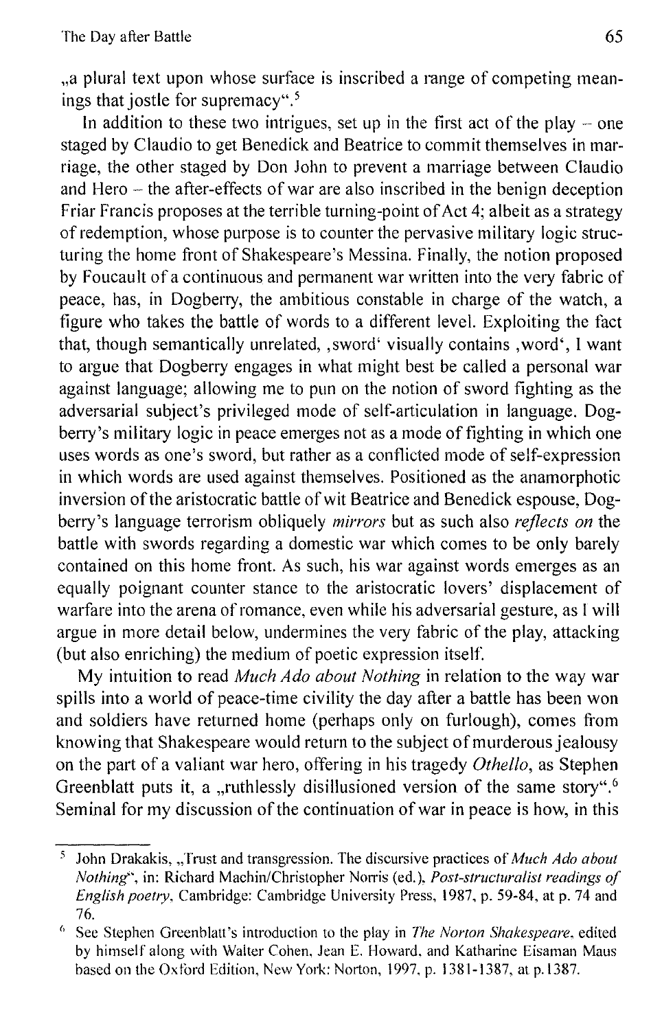„a plural text upon whose surface is inscribed a range of competing meanings that jostle for supremacy".[5]

In addition to these two intrigues, set up in the first act of the play – one staged by Claudio to get Benedick and Beatrice to commit themselves in marriage, the other staged by Don John to prevent a marriage between Claudio and Hero – the after-effects of war are also inscribed in the benign deception Friar Francis proposes at the terrible turning-point of Act 4; albeit as a strategy of redemption, whose purpose is to counter the pervasive military logic structuring the home front of Shakespeare's Messina. Finally, the notion proposed by Foucault of a continuous and permanent war written into the very fabric of peace, has, in Dogberry, the ambitious constable in charge of the watch, a figure who takes the battle of words to a different level. Exploiting the fact that, though semantically unrelated, ‚sword' visually contains ‚word', I want to argue that Dogberry engages in what might best be called a personal war against language; allowing me to pun on the notion of sword fighting as the adversarial subject's privileged mode of self-articulation in language. Dogberry's military logic in peace emerges not as a mode of fighting in which one uses words as one's sword, but rather as a conflicted mode of self-expression in which words are used against themselves. Positioned as the anamorphotic inversion of the aristocratic battle of wit Beatrice and Benedick espouse, Dogberry's language terrorism obliquely *mirrors* but as such also *reflects on* the battle with swords regarding a domestic war which comes to be only barely contained on this home front. As such, his war against words emerges as an equally poignant counter stance to the aristocratic lovers' displacement of warfare into the arena of romance, even while his adversarial gesture, as I will argue in more detail below, undermines the very fabric of the play, attacking (but also enriching) the medium of poetic expression itself.

My intuition to read *Much Ado about Nothing* in relation to the way war spills into a world of peace-time civility the day after a battle has been won and soldiers have returned home (perhaps only on furlough), comes from knowing that Shakespeare would return to the subject of murderous jealousy on the part of a valiant war hero, offering in his tragedy *Othello*, as Stephen Greenblatt puts it, a „ruthlessly disillusioned version of the same story".[6] Seminal for my discussion of the continuation of war in peace is how, in this

---

[5] John Drakakis, „Trust and transgression. The discursive practices of *Much Ado about Nothing*", in: Richard Machin/Christopher Norris (ed.), *Post-structuralist readings of English poetry*, Cambridge: Cambridge University Press, 1987, p. 59-84, at p. 74 and 76.

[6] See Stephen Greenblatt's introduction to the play in *The Norton Shakespeare*, edited by himself along with Walter Cohen, Jean E. Howard, and Katharine Eisaman Maus based on the Oxford Edition, New York: Norton, 1997, p. 1381-1387, at p. 1387.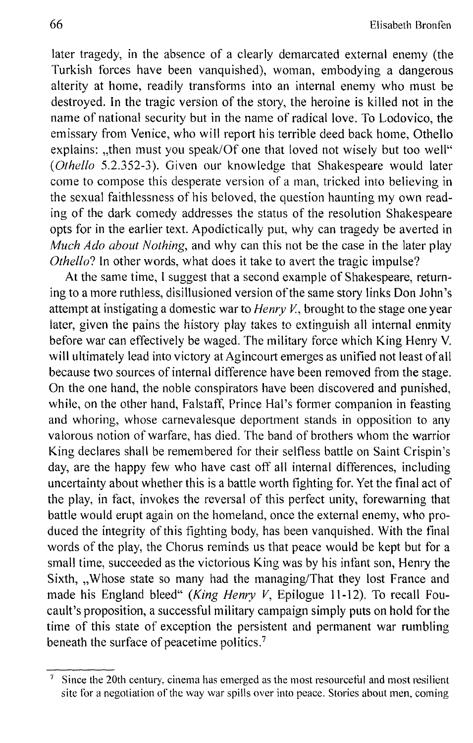later tragedy, in the absence of a clearly demarcated external enemy (the Turkish forces have been vanquished), woman, embodying a dangerous alterity at home, readily transforms into an internal enemy who must be destroyed. In the tragic version of the story, the heroine is killed not in the name of national security but in the name of radical love. To Lodovico, the emissary from Venice, who will report his terrible deed back home, Othello explains: „then must you speak/Of one that loved not wisely but too well" (*Othello* 5.2.352-3). Given our knowledge that Shakespeare would later come to compose this desperate version of a man, tricked into believing in the sexual faithlessness of his beloved, the question haunting my own reading of the dark comedy addresses the status of the resolution Shakespeare opts for in the earlier text. Apodictically put, why can tragedy be averted in *Much Ado about Nothing*, and why can this not be the case in the later play *Othello*? In other words, what does it take to avert the tragic impulse?

At the same time, I suggest that a second example of Shakespeare, returning to a more ruthless, disillusioned version of the same story links Don John's attempt at instigating a domestic war to *Henry V.*, brought to the stage one year later, given the pains the history play takes to extinguish all internal enmity before war can effectively be waged. The military force which King Henry V. will ultimately lead into victory at Agincourt emerges as unified not least of all because two sources of internal difference have been removed from the stage. On the one hand, the noble conspirators have been discovered and punished, while, on the other hand, Falstaff, Prince Hal's former companion in feasting and whoring, whose carnevalesque deportment stands in opposition to any valorous notion of warfare, has died. The band of brothers whom the warrior King declares shall be remembered for their selfless battle on Saint Crispin's day, are the happy few who have cast off all internal differences, including uncertainty about whether this is a battle worth fighting for. Yet the final act of the play, in fact, invokes the reversal of this perfect unity, forewarning that battle would erupt again on the homeland, once the external enemy, who produced the integrity of this fighting body, has been vanquished. With the final words of the play, the Chorus reminds us that peace would be kept but for a small time, succeeded as the victorious King was by his infant son, Henry the Sixth, „Whose state so many had the managing/That they lost France and made his England bleed" (*King Henry V*, Epilogue 11-12). To recall Foucault's proposition, a successful military campaign simply puts on hold for the time of this state of exception the persistent and permanent war rumbling beneath the surface of peacetime politics.[7]

[7] Since the 20th century, cinema has emerged as the most resourceful and most resilient site for a negotiation of the way war spills over into peace. Stories about men, coming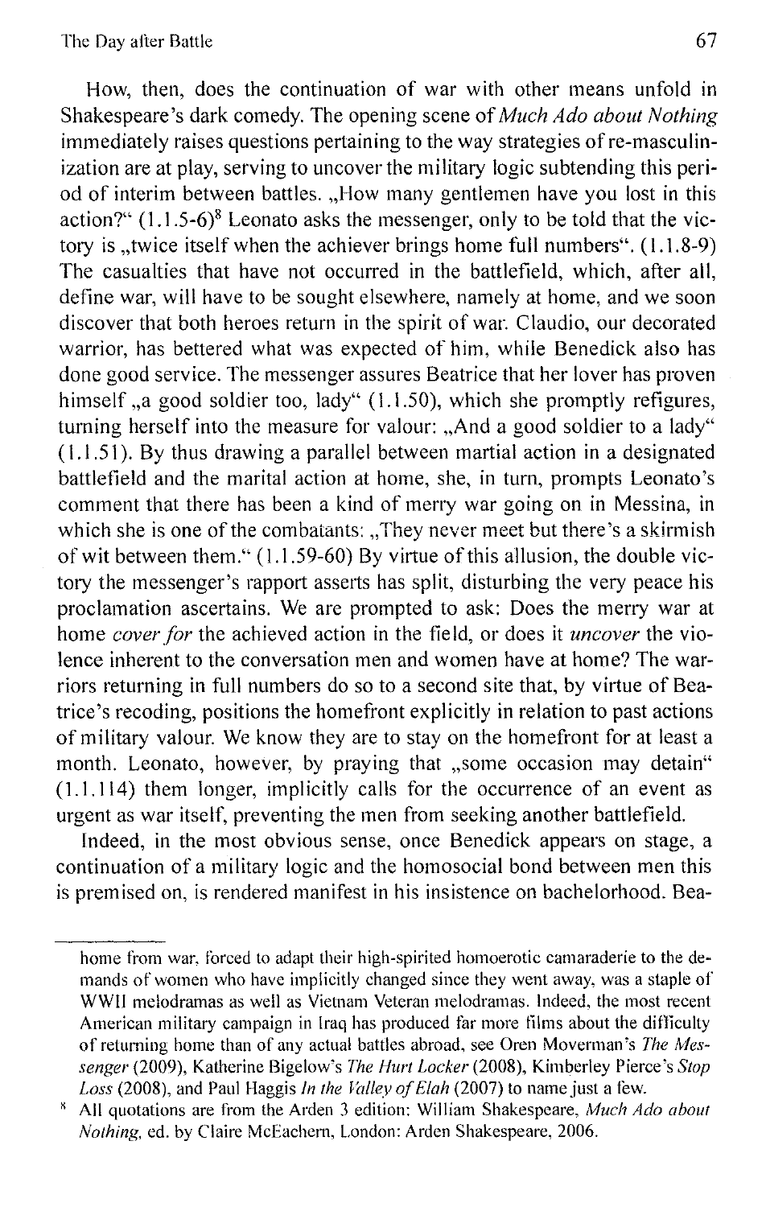How, then, does the continuation of war with other means unfold in Shakespeare's dark comedy. The opening scene of *Much Ado about Nothing* immediately raises questions pertaining to the way strategies of re-masculinization are at play, serving to uncover the military logic subtending this period of interim between battles. „How many gentlemen have you lost in this action?" (1.1.5-6)[8] Leonato asks the messenger, only to be told that the victory is „twice itself when the achiever brings home full numbers". (1.1.8-9) The casualties that have not occurred in the battlefield, which, after all, define war, will have to be sought elsewhere, namely at home, and we soon discover that both heroes return in the spirit of war. Claudio, our decorated warrior, has bettered what was expected of him, while Benedick also has done good service. The messenger assures Beatrice that her lover has proven himself „a good soldier too, lady" (1.1.50), which she promptly refigures, turning herself into the measure for valour: „And a good soldier to a lady" (1.1.51). By thus drawing a parallel between martial action in a designated battlefield and the marital action at home, she, in turn, prompts Leonato's comment that there has been a kind of merry war going on in Messina, in which she is one of the combatants: „They never meet but there's a skirmish of wit between them." (1.1.59-60) By virtue of this allusion, the double victory the messenger's rapport asserts has split, disturbing the very peace his proclamation ascertains. We are prompted to ask: Does the merry war at home *cover for* the achieved action in the field, or does it *uncover* the violence inherent to the conversation men and women have at home? The warriors returning in full numbers do so to a second site that, by virtue of Beatrice's recoding, positions the homefront explicitly in relation to past actions of military valour. We know they are to stay on the homefront for at least a month. Leonato, however, by praying that „some occasion may detain" (1.1.114) them longer, implicitly calls for the occurrence of an event as urgent as war itself, preventing the men from seeking another battlefield.

Indeed, in the most obvious sense, once Benedick appears on stage, a continuation of a military logic and the homosocial bond between men this is premised on, is rendered manifest in his insistence on bachelorhood. Bea-

---

home from war, forced to adapt their high-spirited homoerotic camaraderie to the demands of women who have implicitly changed since they went away, was a staple of WWII melodramas as well as Vietnam Veteran melodramas. Indeed, the most recent American military campaign in Iraq has produced far more films about the difficulty of returning home than of any actual battles abroad, see Oren Moverman's *The Messenger* (2009), Katherine Bigelow's *The Hurt Locker* (2008), Kimberley Pierce's *Stop Loss* (2008), and Paul Haggis *In the Valley of Elah* (2007) to name just a few.

[8] All quotations are from the Arden 3 edition: William Shakespeare, *Much Ado about Nothing*, ed. by Claire McEachern, London: Arden Shakespeare, 2006.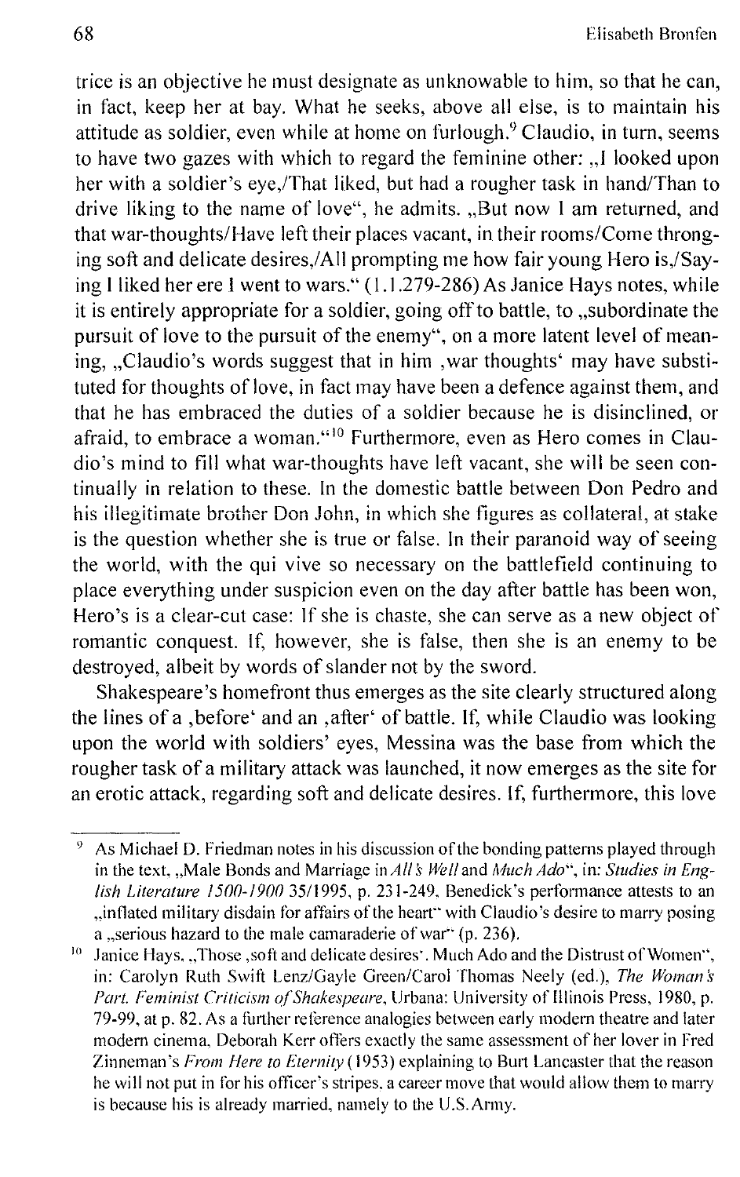trice is an objective he must designate as unknowable to him, so that he can, in fact, keep her at bay. What he seeks, above all else, is to maintain his attitude as soldier, even while at home on furlough.[9] Claudio, in turn, seems to have two gazes with which to regard the feminine other: „I looked upon her with a soldier's eye,/That liked, but had a rougher task in hand/Than to drive liking to the name of love", he admits. „But now I am returned, and that war-thoughts/Have left their places vacant, in their rooms/Come thronging soft and delicate desires,/All prompting me how fair young Hero is,/Saying I liked her ere I went to wars." (1.1.279-286) As Janice Hays notes, while it is entirely appropriate for a soldier, going off to battle, to „subordinate the pursuit of love to the pursuit of the enemy", on a more latent level of meaning, „Claudio's words suggest that in him ,war thoughts' may have substituted for thoughts of love, in fact may have been a defence against them, and that he has embraced the duties of a soldier because he is disinclined, or afraid, to embrace a woman."[10] Furthermore, even as Hero comes in Claudio's mind to fill what war-thoughts have left vacant, she will be seen continually in relation to these. In the domestic battle between Don Pedro and his illegitimate brother Don John, in which she figures as collateral, at stake is the question whether she is true or false. In their paranoid way of seeing the world, with the qui vive so necessary on the battlefield continuing to place everything under suspicion even on the day after battle has been won, Hero's is a clear-cut case: If she is chaste, she can serve as a new object of romantic conquest. If, however, she is false, then she is an enemy to be destroyed, albeit by words of slander not by the sword.

Shakespeare's homefront thus emerges as the site clearly structured along the lines of a ,before' and an ,after' of battle. If, while Claudio was looking upon the world with soldiers' eyes, Messina was the base from which the rougher task of a military attack was launched, it now emerges as the site for an erotic attack, regarding soft and delicate desires. If, furthermore, this love

---

[9] As Michael D. Friedman notes in his discussion of the bonding patterns played through in the text, „Male Bonds and Marriage in *All's Well* and *Much Ado*", in: *Studies in English Literature 1500-1900* 35/1995, p. 231-249, Benedick's performance attests to an „inflated military disdain for affairs of the heart" with Claudio's desire to marry posing a „serious hazard to the male camaraderie of war" (p. 236).

[10] Janice Hays, „Those ,soft and delicate desires'. Much Ado and the Distrust of Women", in: Carolyn Ruth Swift Lenz/Gayle Green/Carol Thomas Neely (ed.), *The Woman's Part. Feminist Criticism of Shakespeare*, Urbana: University of Illinois Press, 1980, p. 79-99, at p. 82. As a further reference analogies between early modern theatre and later modern cinema, Deborah Kerr offers exactly the same assessment of her lover in Fred Zinneman's *From Here to Eternity* (1953) explaining to Burt Lancaster that the reason he will not put in for his officer's stripes, a career move that would allow them to marry is because his is already married, namely to the U.S. Army.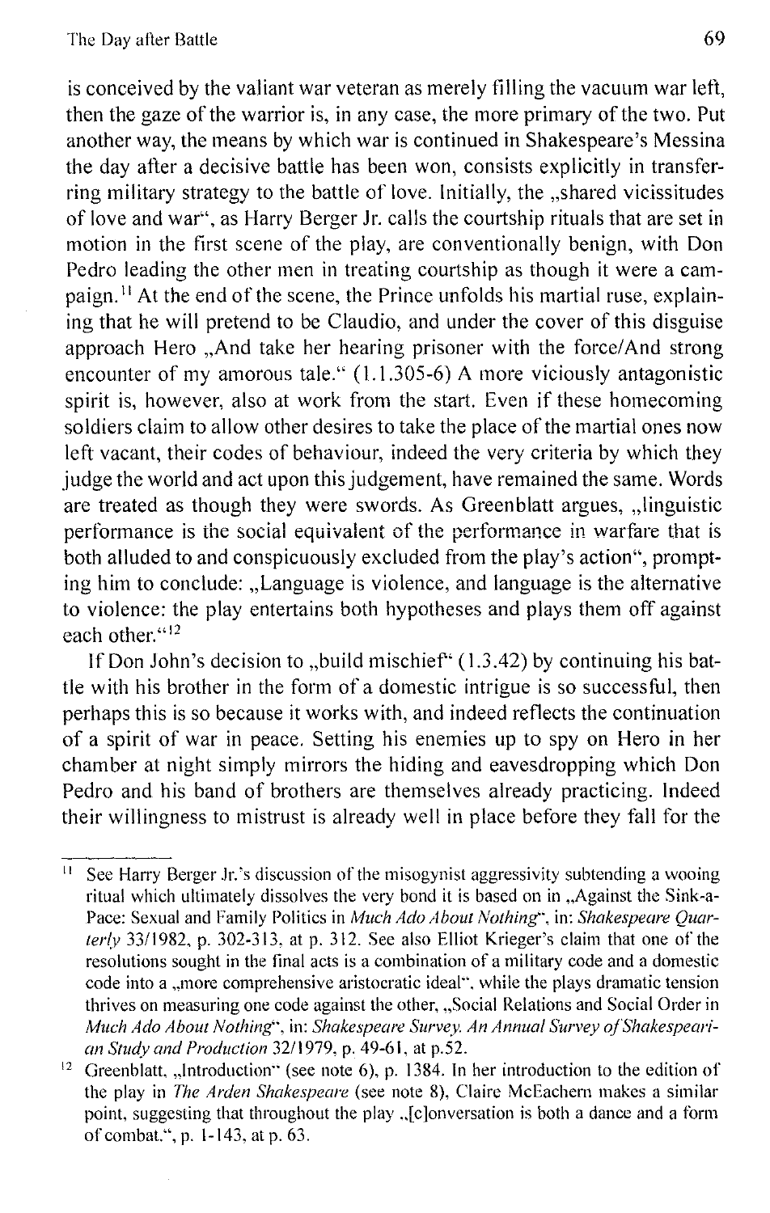is conceived by the valiant war veteran as merely filling the vacuum war left, then the gaze of the warrior is, in any case, the more primary of the two. Put another way, the means by which war is continued in Shakespeare's Messina the day after a decisive battle has been won, consists explicitly in transferring military strategy to the battle of love. Initially, the „shared vicissitudes of love and war", as Harry Berger Jr. calls the courtship rituals that are set in motion in the first scene of the play, are conventionally benign, with Don Pedro leading the other men in treating courtship as though it were a campaign.[11] At the end of the scene, the Prince unfolds his martial ruse, explaining that he will pretend to be Claudio, and under the cover of this disguise approach Hero „And take her hearing prisoner with the force/And strong encounter of my amorous tale." (1.1.305-6) A more viciously antagonistic spirit is, however, also at work from the start. Even if these homecoming soldiers claim to allow other desires to take the place of the martial ones now left vacant, their codes of behaviour, indeed the very criteria by which they judge the world and act upon this judgement, have remained the same. Words are treated as though they were swords. As Greenblatt argues, „linguistic performance is the social equivalent of the performance in warfare that is both alluded to and conspicuously excluded from the play's action", prompting him to conclude: „Language is violence, and language is the alternative to violence: the play entertains both hypotheses and plays them off against each other."[12]

If Don John's decision to „build mischief" (1.3.42) by continuing his battle with his brother in the form of a domestic intrigue is so successful, then perhaps this is so because it works with, and indeed reflects the continuation of a spirit of war in peace. Setting his enemies up to spy on Hero in her chamber at night simply mirrors the hiding and eavesdropping which Don Pedro and his band of brothers are themselves already practicing. Indeed their willingness to mistrust is already well in place before they fall for the

---

[11] See Harry Berger Jr.'s discussion of the misogynist aggressivity subtending a wooing ritual which ultimately dissolves the very bond it is based on in „Against the Sink-a-Pace: Sexual and Family Politics in *Much Ado About Nothing*", in: *Shakespeare Quarterly* 33/1982, p. 302-313, at p. 312. See also Elliot Krieger's claim that one of the resolutions sought in the final acts is a combination of a military code and a domestic code into a „more comprehensive aristocratic ideal", while the plays dramatic tension thrives on measuring one code against the other, „Social Relations and Social Order in *Much Ado About Nothing*", in: *Shakespeare Survey. An Annual Survey of Shakespearian Study and Production* 32/1979, p. 49-61, at p.52.

[12] Greenblatt, „Introduction" (see note 6), p. 1384. In her introduction to the edition of the play in *The Arden Shakespeare* (see note 8), Claire McEachern makes a similar point, suggesting that throughout the play „[c]onversation is both a dance and a form of combat.", p. 1-143, at p. 63.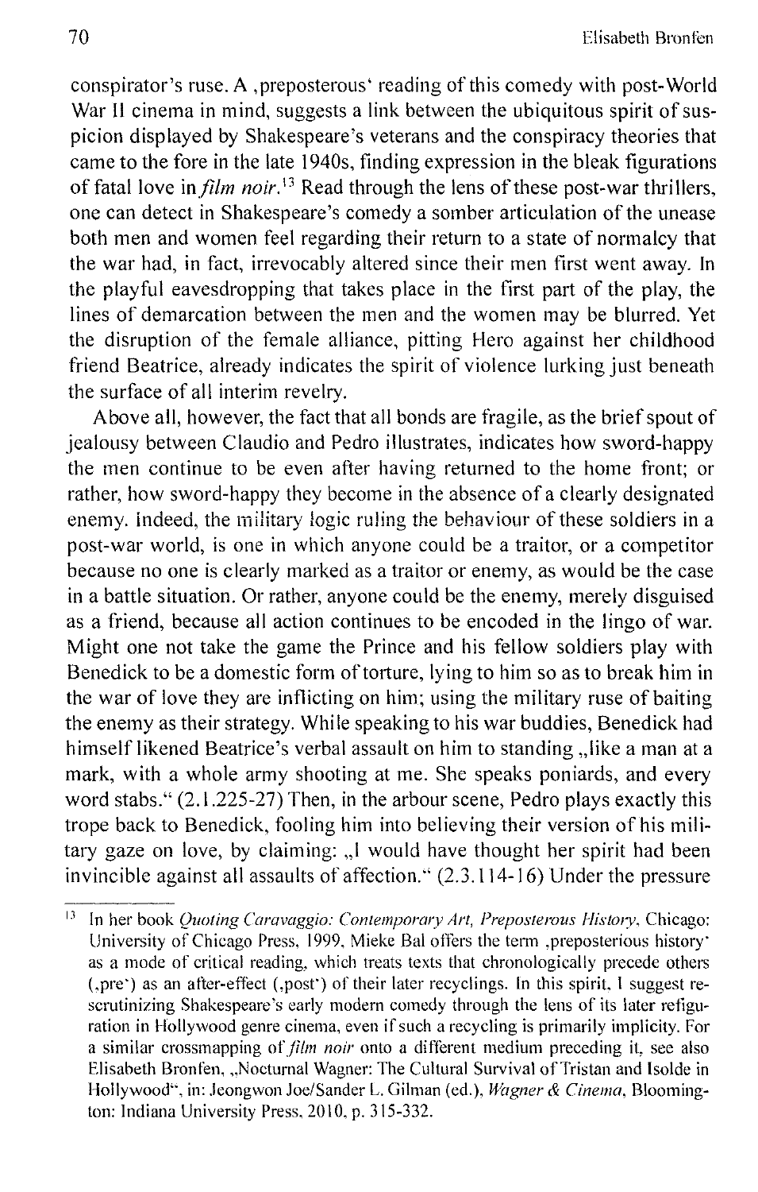conspirator's ruse. A ,preposterous' reading of this comedy with post-World War II cinema in mind, suggests a link between the ubiquitous spirit of suspicion displayed by Shakespeare's veterans and the conspiracy theories that came to the fore in the late 1940s, finding expression in the bleak figurations of fatal love in *film noir*.[13] Read through the lens of these post-war thrillers, one can detect in Shakespeare's comedy a somber articulation of the unease both men and women feel regarding their return to a state of normalcy that the war had, in fact, irrevocably altered since their men first went away. In the playful eavesdropping that takes place in the first part of the play, the lines of demarcation between the men and the women may be blurred. Yet the disruption of the female alliance, pitting Hero against her childhood friend Beatrice, already indicates the spirit of violence lurking just beneath the surface of all interim revelry.

Above all, however, the fact that all bonds are fragile, as the brief spout of jealousy between Claudio and Pedro illustrates, indicates how sword-happy the men continue to be even after having returned to the home front; or rather, how sword-happy they become in the absence of a clearly designated enemy. Indeed, the military logic ruling the behaviour of these soldiers in a post-war world, is one in which anyone could be a traitor, or a competitor because no one is clearly marked as a traitor or enemy, as would be the case in a battle situation. Or rather, anyone could be the enemy, merely disguised as a friend, because all action continues to be encoded in the lingo of war. Might one not take the game the Prince and his fellow soldiers play with Benedick to be a domestic form of torture, lying to him so as to break him in the war of love they are inflicting on him; using the military ruse of baiting the enemy as their strategy. While speaking to his war buddies, Benedick had himself likened Beatrice's verbal assault on him to standing „like a man at a mark, with a whole army shooting at me. She speaks poniards, and every word stabs." (2.1.225-27) Then, in the arbour scene, Pedro plays exactly this trope back to Benedick, fooling him into believing their version of his military gaze on love, by claiming: „I would have thought her spirit had been invincible against all assaults of affection." (2.3.114-16) Under the pressure

[13] In her book *Quoting Caravaggio: Contemporary Art, Preposterous History*, Chicago: University of Chicago Press, 1999, Mieke Bal offers the term ,preposterious history' as a mode of critical reading, which treats texts that chronologically precede others (,pre') as an after-effect (,post') of their later recyclings. In this spirit, I suggest rescrutinizing Shakespeare's early modern comedy through the lens of its later refiguration in Hollywood genre cinema, even if such a recycling is primarily implicity. For a similar crossmapping of *film noir* onto a different medium preceding it, see also Elisabeth Bronfen, „Nocturnal Wagner: The Cultural Survival of Tristan and Isolde in Hollywood", in: Jeongwon Joe/Sander L. Gilman (ed.), *Wagner & Cinema*, Bloomington: Indiana University Press, 2010, p. 315-332.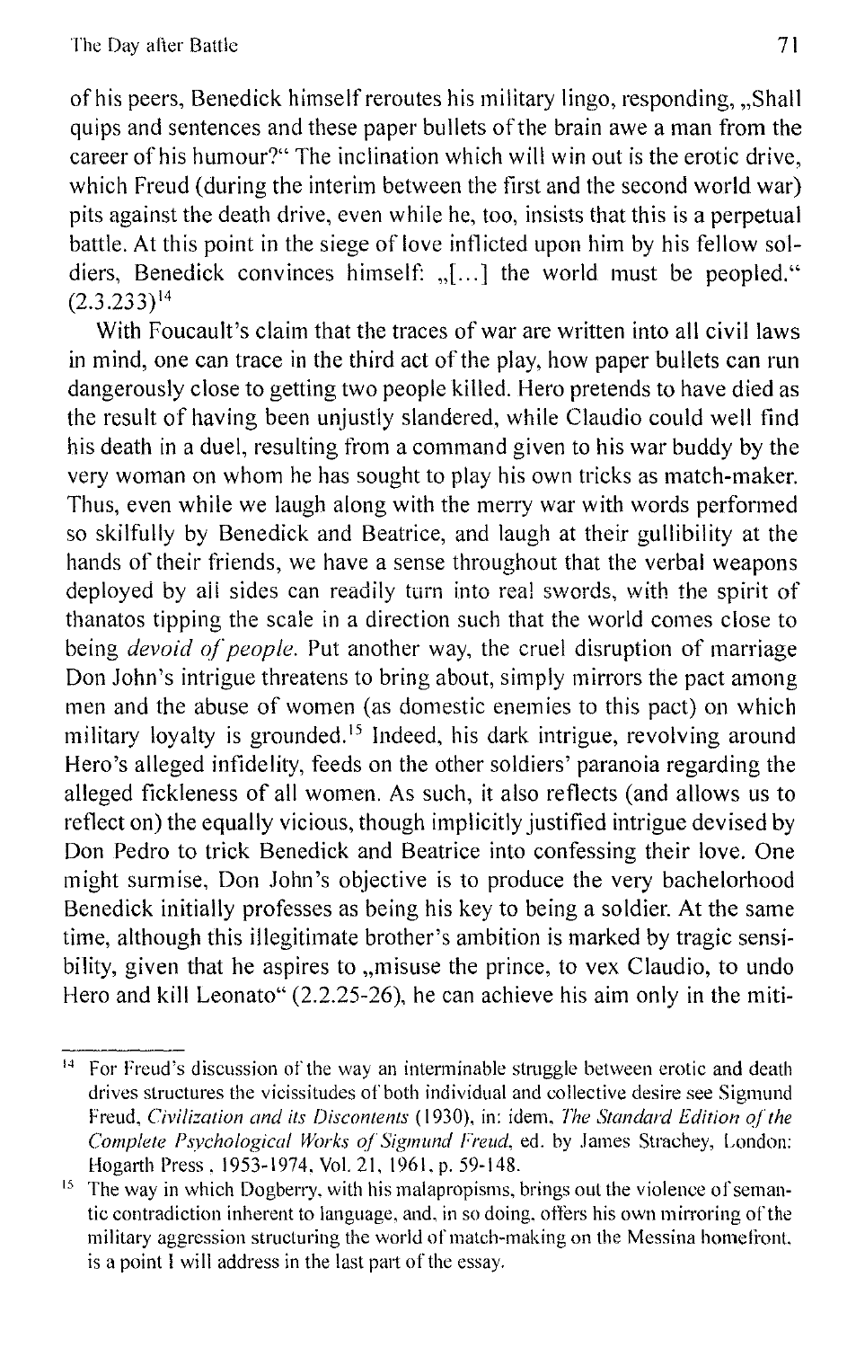of his peers, Benedick himself reroutes his military lingo, responding, „Shall quips and sentences and these paper bullets of the brain awe a man from the career of his humour?" The inclination which will win out is the erotic drive, which Freud (during the interim between the first and the second world war) pits against the death drive, even while he, too, insists that this is a perpetual battle. At this point in the siege of love inflicted upon him by his fellow soldiers, Benedick convinces himself: „[...] the world must be peopled." (2.3.233)[14]

With Foucault's claim that the traces of war are written into all civil laws in mind, one can trace in the third act of the play, how paper bullets can run dangerously close to getting two people killed. Hero pretends to have died as the result of having been unjustly slandered, while Claudio could well find his death in a duel, resulting from a command given to his war buddy by the very woman on whom he has sought to play his own tricks as match-maker. Thus, even while we laugh along with the merry war with words performed so skilfully by Benedick and Beatrice, and laugh at their gullibility at the hands of their friends, we have a sense throughout that the verbal weapons deployed by all sides can readily turn into real swords, with the spirit of thanatos tipping the scale in a direction such that the world comes close to being *devoid of people*. Put another way, the cruel disruption of marriage Don John's intrigue threatens to bring about, simply mirrors the pact among men and the abuse of women (as domestic enemies to this pact) on which military loyalty is grounded.[15] Indeed, his dark intrigue, revolving around Hero's alleged infidelity, feeds on the other soldiers' paranoia regarding the alleged fickleness of all women. As such, it also reflects (and allows us to reflect on) the equally vicious, though implicitly justified intrigue devised by Don Pedro to trick Benedick and Beatrice into confessing their love. One might surmise, Don John's objective is to produce the very bachelorhood Benedick initially professes as being his key to being a soldier. At the same time, although this illegitimate brother's ambition is marked by tragic sensibility, given that he aspires to „misuse the prince, to vex Claudio, to undo Hero and kill Leonato" (2.2.25-26), he can achieve his aim only in the miti-

---

[14] For Freud's discussion of the way an interminable struggle between erotic and death drives structures the vicissitudes of both individual and collective desire see Sigmund Freud, *Civilization and its Discontents* (1930), in: idem, *The Standard Edition of the Complete Psychological Works of Sigmund Freud*, ed. by James Strachey, London: Hogarth Press, 1953-1974, Vol. 21, 1961, p. 59-148.

[15] The way in which Dogberry, with his malapropisms, brings out the violence of semantic contradiction inherent to language, and, in so doing, offers his own mirroring of the military aggression structuring the world of match-making on the Messina homefront, is a point I will address in the last part of the essay.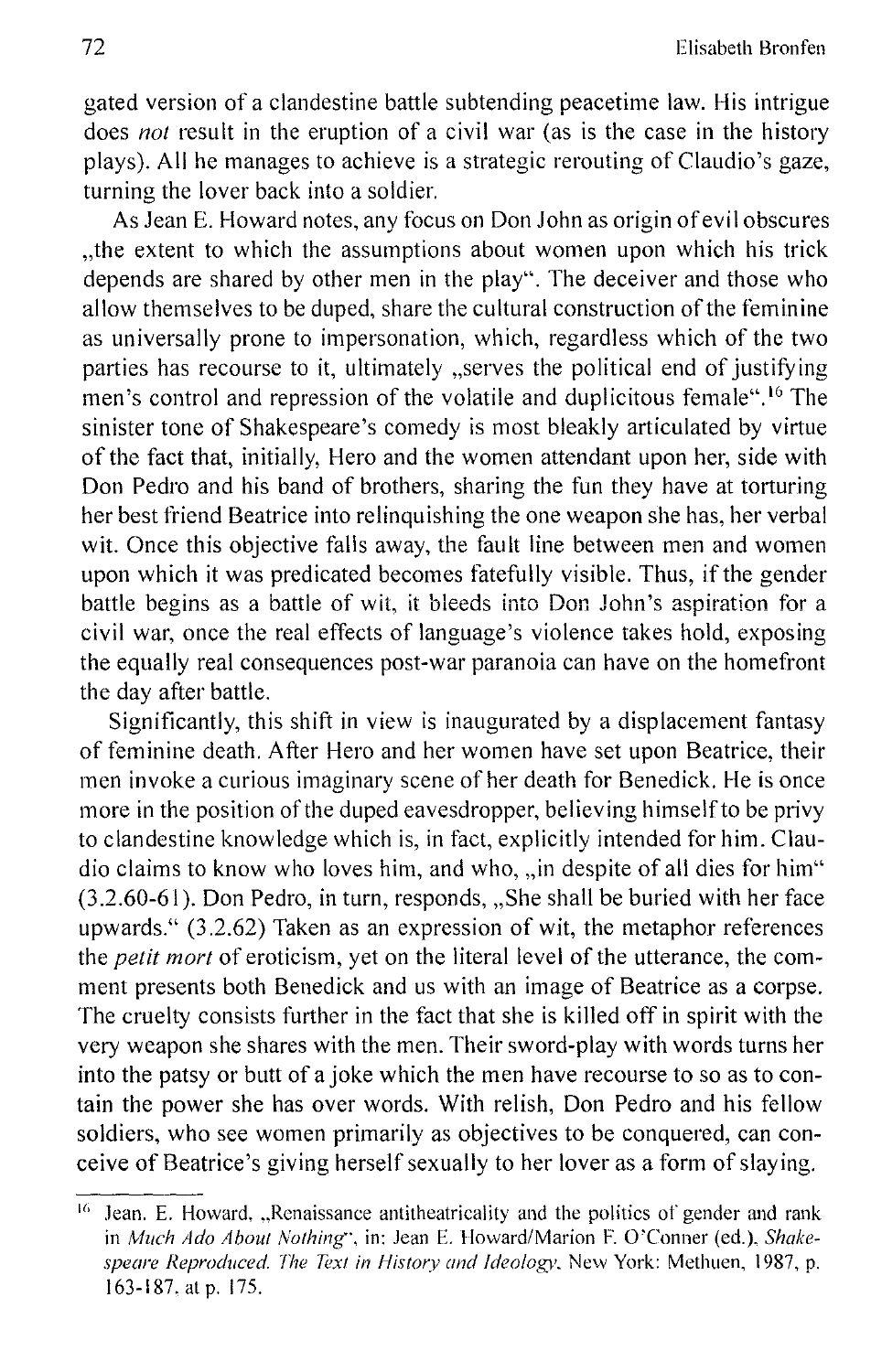gated version of a clandestine battle subtending peacetime law. His intrigue does *not* result in the eruption of a civil war (as is the case in the history plays). All he manages to achieve is a strategic rerouting of Claudio's gaze, turning the lover back into a soldier.

As Jean E. Howard notes, any focus on Don John as origin of evil obscures „the extent to which the assumptions about women upon which his trick depends are shared by other men in the play". The deceiver and those who allow themselves to be duped, share the cultural construction of the feminine as universally prone to impersonation, which, regardless which of the two parties has recourse to it, ultimately „serves the political end of justifying men's control and repression of the volatile and duplicitous female".[16] The sinister tone of Shakespeare's comedy is most bleakly articulated by virtue of the fact that, initially, Hero and the women attendant upon her, side with Don Pedro and his band of brothers, sharing the fun they have at torturing her best friend Beatrice into relinquishing the one weapon she has, her verbal wit. Once this objective falls away, the fault line between men and women upon which it was predicated becomes fatefully visible. Thus, if the gender battle begins as a battle of wit, it bleeds into Don John's aspiration for a civil war, once the real effects of language's violence takes hold, exposing the equally real consequences post-war paranoia can have on the homefront the day after battle.

Significantly, this shift in view is inaugurated by a displacement fantasy of feminine death. After Hero and her women have set upon Beatrice, their men invoke a curious imaginary scene of her death for Benedick. He is once more in the position of the duped eavesdropper, believing himself to be privy to clandestine knowledge which is, in fact, explicitly intended for him. Claudio claims to know who loves him, and who, „in despite of all dies for him" (3.2.60-61). Don Pedro, in turn, responds, „She shall be buried with her face upwards." (3.2.62) Taken as an expression of wit, the metaphor references the *petit mort* of eroticism, yet on the literal level of the utterance, the comment presents both Benedick and us with an image of Beatrice as a corpse. The cruelty consists further in the fact that she is killed off in spirit with the very weapon she shares with the men. Their sword-play with words turns her into the patsy or butt of a joke which the men have recourse to so as to contain the power she has over words. With relish, Don Pedro and his fellow soldiers, who see women primarily as objectives to be conquered, can conceive of Beatrice's giving herself sexually to her lover as a form of slaying.

---

[16] Jean. E. Howard, „Renaissance antitheatricality and the politics of gender and rank in *Much Ado About Nothing*", in: Jean E. Howard/Marion F. O'Conner (ed.), *Shakespeare Reproduced. The Text in History and Ideology*. New York: Methuen, 1987, p. 163-187, at p. 175.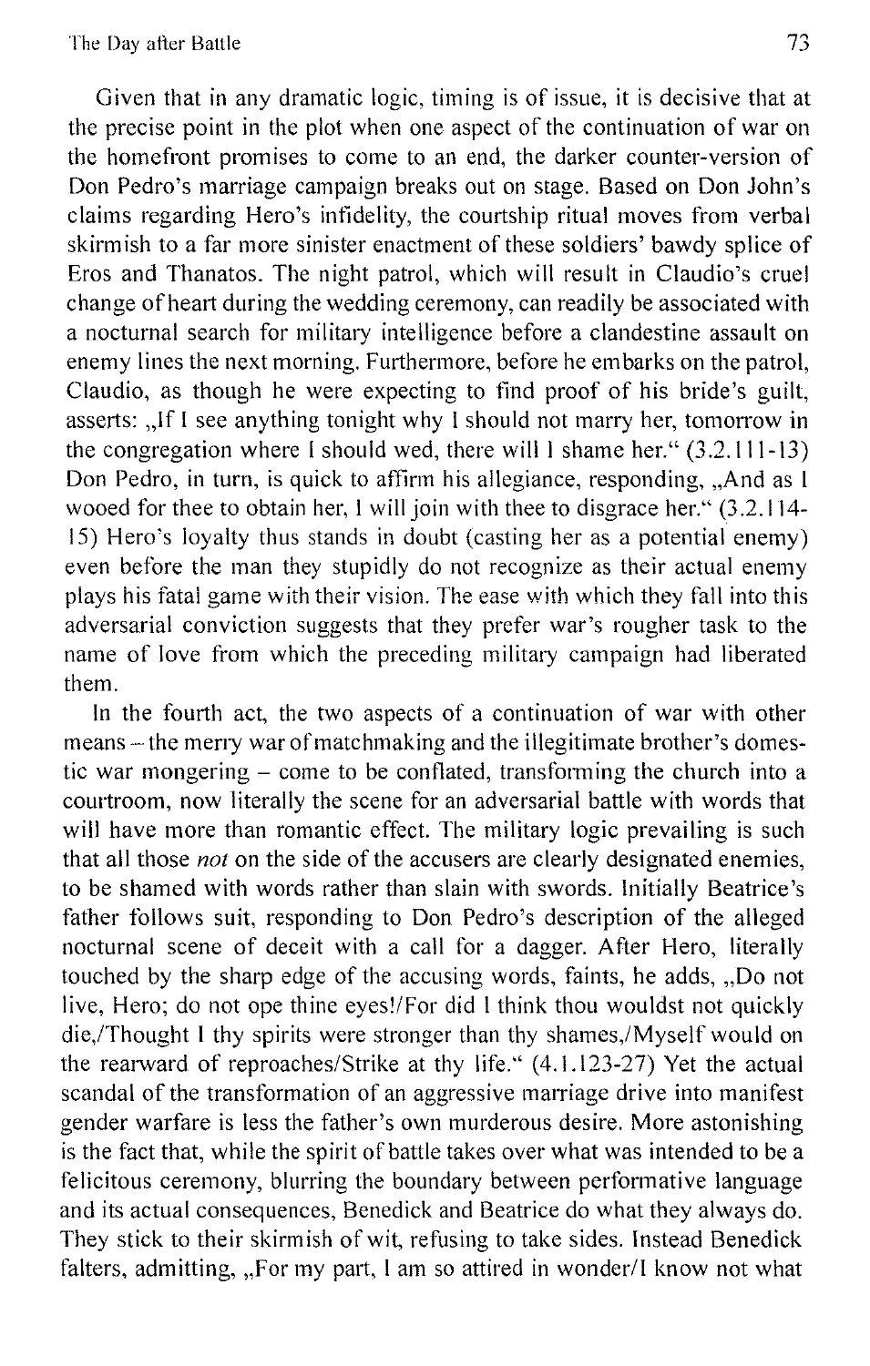Given that in any dramatic logic, timing is of issue, it is decisive that at the precise point in the plot when one aspect of the continuation of war on the homefront promises to come to an end, the darker counter-version of Don Pedro's marriage campaign breaks out on stage. Based on Don John's claims regarding Hero's infidelity, the courtship ritual moves from verbal skirmish to a far more sinister enactment of these soldiers' bawdy splice of Eros and Thanatos. The night patrol, which will result in Claudio's cruel change of heart during the wedding ceremony, can readily be associated with a nocturnal search for military intelligence before a clandestine assault on enemy lines the next morning. Furthermore, before he embarks on the patrol, Claudio, as though he were expecting to find proof of his bride's guilt, asserts: „If I see anything tonight why I should not marry her, tomorrow in the congregation where I should wed, there will I shame her." (3.2.111-13) Don Pedro, in turn, is quick to affirm his allegiance, responding, „And as I wooed for thee to obtain her, I will join with thee to disgrace her." (3.2.114-15) Hero's loyalty thus stands in doubt (casting her as a potential enemy) even before the man they stupidly do not recognize as their actual enemy plays his fatal game with their vision. The ease with which they fall into this adversarial conviction suggests that they prefer war's rougher task to the name of love from which the preceding military campaign had liberated them.

In the fourth act, the two aspects of a continuation of war with other means – the merry war of matchmaking and the illegitimate brother's domestic war mongering – come to be conflated, transforming the church into a courtroom, now literally the scene for an adversarial battle with words that will have more than romantic effect. The military logic prevailing is such that all those *not* on the side of the accusers are clearly designated enemies, to be shamed with words rather than slain with swords. Initially Beatrice's father follows suit, responding to Don Pedro's description of the alleged nocturnal scene of deceit with a call for a dagger. After Hero, literally touched by the sharp edge of the accusing words, faints, he adds, „Do not live, Hero; do not ope thine eyes!/For did I think thou wouldst not quickly die,/Thought I thy spirits were stronger than thy shames,/Myself would on the rearward of reproaches/Strike at thy life." (4.1.123-27) Yet the actual scandal of the transformation of an aggressive marriage drive into manifest gender warfare is less the father's own murderous desire. More astonishing is the fact that, while the spirit of battle takes over what was intended to be a felicitous ceremony, blurring the boundary between performative language and its actual consequences, Benedick and Beatrice do what they always do. They stick to their skirmish of wit, refusing to take sides. Instead Benedick falters, admitting, „For my part, I am so attired in wonder/I know not what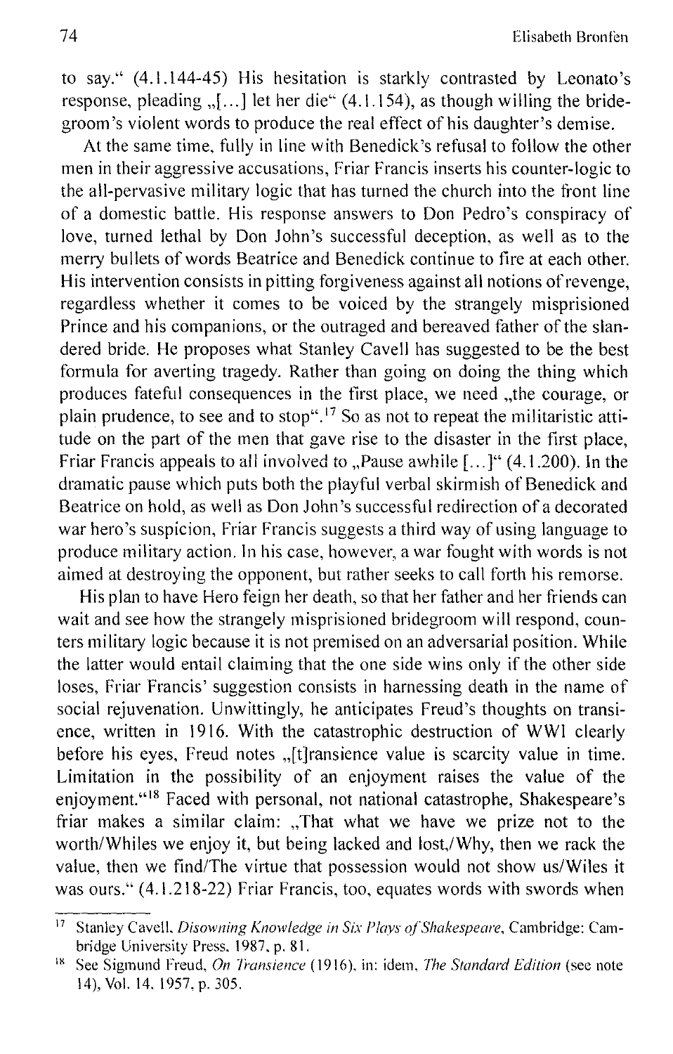to say." (4.1.144-45) His hesitation is starkly contrasted by Leonato's response, pleading „[...] let her die" (4.1.154), as though willing the bridegroom's violent words to produce the real effect of his daughter's demise.

At the same time, fully in line with Benedick's refusal to follow the other men in their aggressive accusations, Friar Francis inserts his counter-logic to the all-pervasive military logic that has turned the church into the front line of a domestic battle. His response answers to Don Pedro's conspiracy of love, turned lethal by Don John's successful deception, as well as to the merry bullets of words Beatrice and Benedick continue to fire at each other. His intervention consists in pitting forgiveness against all notions of revenge, regardless whether it comes to be voiced by the strangely misprisioned Prince and his companions, or the outraged and bereaved father of the slandered bride. He proposes what Stanley Cavell has suggested to be the best formula for averting tragedy. Rather than going on doing the thing which produces fateful consequences in the first place, we need „the courage, or plain prudence, to see and to stop".[17] So as not to repeat the militaristic attitude on the part of the men that gave rise to the disaster in the first place, Friar Francis appeals to all involved to „Pause awhile [...]" (4.1.200). In the dramatic pause which puts both the playful verbal skirmish of Benedick and Beatrice on hold, as well as Don John's successful redirection of a decorated war hero's suspicion, Friar Francis suggests a third way of using language to produce military action. In his case, however, a war fought with words is not aimed at destroying the opponent, but rather seeks to call forth his remorse.

His plan to have Hero feign her death, so that her father and her friends can wait and see how the strangely misprisioned bridegroom will respond, counters military logic because it is not premised on an adversarial position. While the latter would entail claiming that the one side wins only if the other side loses, Friar Francis' suggestion consists in harnessing death in the name of social rejuvenation. Unwittingly, he anticipates Freud's thoughts on transience, written in 1916. With the catastrophic destruction of WWI clearly before his eyes, Freud notes „[t]ransience value is scarcity value in time. Limitation in the possibility of an enjoyment raises the value of the enjoyment."[18] Faced with personal, not national catastrophe, Shakespeare's friar makes a similar claim: „That what we have we prize not to the worth/Whiles we enjoy it, but being lacked and lost,/Why, then we rack the value, then we find/The virtue that possession would not show us/Wiles it was ours." (4.1.218-22) Friar Francis, too, equates words with swords when

---

[17] Stanley Cavell, *Disowning Knowledge in Six Plays of Shakespeare*, Cambridge: Cambridge University Press, 1987, p. 81.

[18] See Sigmund Freud, *On Transience* (1916), in: idem, *The Standard Edition* (see note 14), Vol. 14, 1957, p. 305.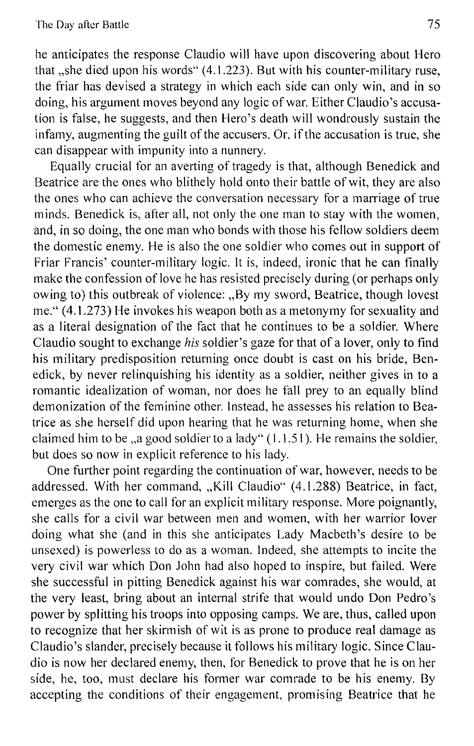he anticipates the response Claudio will have upon discovering about Hero that „she died upon his words" (4.1.223). But with his counter-military ruse, the friar has devised a strategy in which each side can only win, and in so doing, his argument moves beyond any logic of war. Either Claudio's accusation is false, he suggests, and then Hero's death will wondrously sustain the infamy, augmenting the guilt of the accusers. Or, if the accusation is true, she can disappear with impunity into a nunnery.

Equally crucial for an averting of tragedy is that, although Benedick and Beatrice are the ones who blithely hold onto their battle of wit, they are also the ones who can achieve the conversation necessary for a marriage of true minds. Benedick is, after all, not only the one man to stay with the women, and, in so doing, the one man who bonds with those his fellow soldiers deem the domestic enemy. He is also the one soldier who comes out in support of Friar Francis' counter-military logic. It is, indeed, ironic that he can finally make the confession of love he has resisted precisely during (or perhaps only owing to) this outbreak of violence: „By my sword, Beatrice, though lovest me." (4.1.273) He invokes his weapon both as a metonymy for sexuality and as a literal designation of the fact that he continues to be a soldier. Where Claudio sought to exchange *his* soldier's gaze for that of a lover, only to find his military predisposition returning once doubt is cast on his bride, Benedick, by never relinquishing his identity as a soldier, neither gives in to a romantic idealization of woman, nor does he fall prey to an equally blind demonization of the feminine other. Instead, he assesses his relation to Beatrice as she herself did upon hearing that he was returning home, when she claimed him to be „a good soldier to a lady" (1.1.51). He remains the soldier, but does so now in explicit reference to his lady.

One further point regarding the continuation of war, however, needs to be addressed. With her command, „Kill Claudio" (4.1.288) Beatrice, in fact, emerges as the one to call for an explicit military response. More poignantly, she calls for a civil war between men and women, with her warrior lover doing what she (and in this she anticipates Lady Macbeth's desire to be unsexed) is powerless to do as a woman. Indeed, she attempts to incite the very civil war which Don John had also hoped to inspire, but failed. Were she successful in pitting Benedick against his war comrades, she would, at the very least, bring about an internal strife that would undo Don Pedro's power by splitting his troops into opposing camps. We are, thus, called upon to recognize that her skirmish of wit is as prone to produce real damage as Claudio's slander, precisely because it follows his military logic. Since Claudio is now her declared enemy, then, for Benedick to prove that he is on her side, he, too, must declare his former war comrade to be his enemy. By accepting the conditions of their engagement, promising Beatrice that he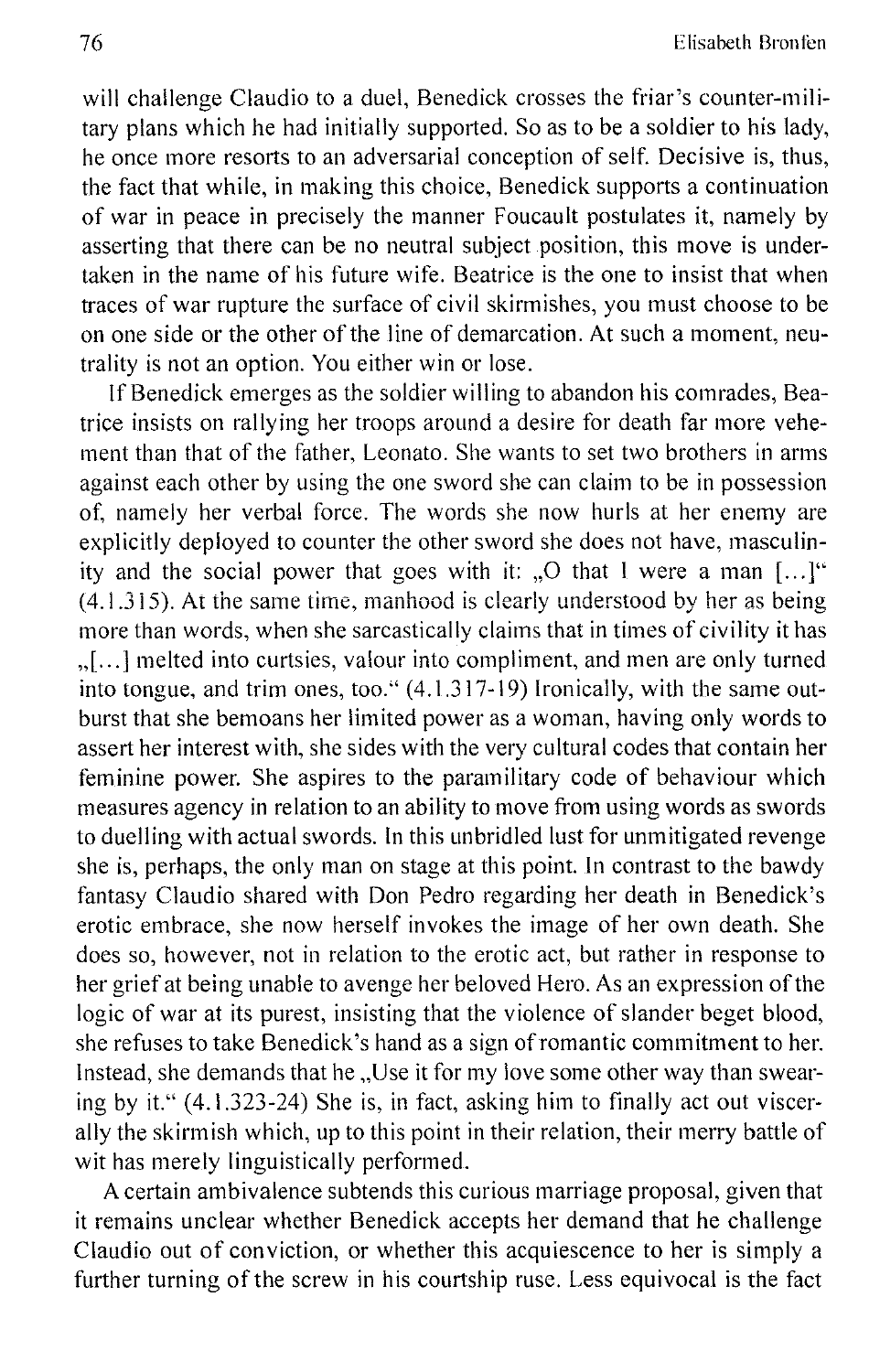will challenge Claudio to a duel, Benedick crosses the friar's counter-military plans which he had initially supported. So as to be a soldier to his lady, he once more resorts to an adversarial conception of self. Decisive is, thus, the fact that while, in making this choice, Benedick supports a continuation of war in peace in precisely the manner Foucault postulates it, namely by asserting that there can be no neutral subject position, this move is undertaken in the name of his future wife. Beatrice is the one to insist that when traces of war rupture the surface of civil skirmishes, you must choose to be on one side or the other of the line of demarcation. At such a moment, neutrality is not an option. You either win or lose.

If Benedick emerges as the soldier willing to abandon his comrades, Beatrice insists on rallying her troops around a desire for death far more vehement than that of the father, Leonato. She wants to set two brothers in arms against each other by using the one sword she can claim to be in possession of, namely her verbal force. The words she now hurls at her enemy are explicitly deployed to counter the other sword she does not have, masculinity and the social power that goes with it: „O that I were a man [...]" (4.1.315). At the same time, manhood is clearly understood by her as being more than words, when she sarcastically claims that in times of civility it has „[...] melted into curtsies, valour into compliment, and men are only turned into tongue, and trim ones, too." (4.1.317-19) Ironically, with the same outburst that she bemoans her limited power as a woman, having only words to assert her interest with, she sides with the very cultural codes that contain her feminine power. She aspires to the paramilitary code of behaviour which measures agency in relation to an ability to move from using words as swords to duelling with actual swords. In this unbridled lust for unmitigated revenge she is, perhaps, the only man on stage at this point. In contrast to the bawdy fantasy Claudio shared with Don Pedro regarding her death in Benedick's erotic embrace, she now herself invokes the image of her own death. She does so, however, not in relation to the erotic act, but rather in response to her grief at being unable to avenge her beloved Hero. As an expression of the logic of war at its purest, insisting that the violence of slander beget blood, she refuses to take Benedick's hand as a sign of romantic commitment to her. Instead, she demands that he „Use it for my love some other way than swearing by it." (4.1.323-24) She is, in fact, asking him to finally act out viscerally the skirmish which, up to this point in their relation, their merry battle of wit has merely linguistically performed.

A certain ambivalence subtends this curious marriage proposal, given that it remains unclear whether Benedick accepts her demand that he challenge Claudio out of conviction, or whether this acquiescence to her is simply a further turning of the screw in his courtship ruse. Less equivocal is the fact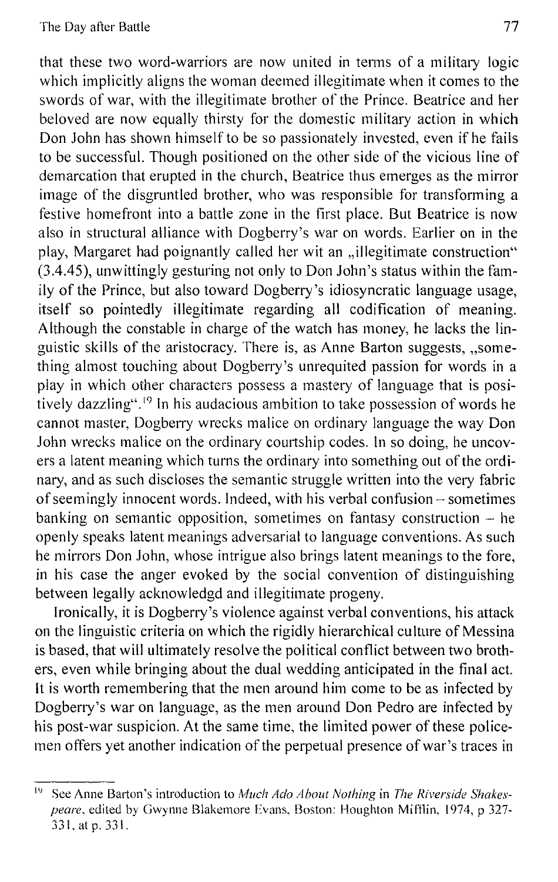that these two word-warriors are now united in terms of a military logic which implicitly aligns the woman deemed illegitimate when it comes to the swords of war, with the illegitimate brother of the Prince. Beatrice and her beloved are now equally thirsty for the domestic military action in which Don John has shown himself to be so passionately invested, even if he fails to be successful. Though positioned on the other side of the vicious line of demarcation that erupted in the church, Beatrice thus emerges as the mirror image of the disgruntled brother, who was responsible for transforming a festive homefront into a battle zone in the first place. But Beatrice is now also in structural alliance with Dogberry's war on words. Earlier on in the play, Margaret had poignantly called her wit an „illegitimate construction" (3.4.45), unwittingly gesturing not only to Don John's status within the family of the Prince, but also toward Dogberry's idiosyncratic language usage, itself so pointedly illegitimate regarding all codification of meaning. Although the constable in charge of the watch has money, he lacks the linguistic skills of the aristocracy. There is, as Anne Barton suggests, „something almost touching about Dogberry's unrequited passion for words in a play in which other characters possess a mastery of language that is positively dazzling".[19] In his audacious ambition to take possession of words he cannot master, Dogberry wrecks malice on ordinary language the way Don John wrecks malice on the ordinary courtship codes. In so doing, he uncovers a latent meaning which turns the ordinary into something out of the ordinary, and as such discloses the semantic struggle written into the very fabric of seemingly innocent words. Indeed, with his verbal confusion – sometimes banking on semantic opposition, sometimes on fantasy construction – he openly speaks latent meanings adversarial to language conventions. As such he mirrors Don John, whose intrigue also brings latent meanings to the fore, in his case the anger evoked by the social convention of distinguishing between legally acknowledgd and illegitimate progeny.

Ironically, it is Dogberry's violence against verbal conventions, his attack on the linguistic criteria on which the rigidly hierarchical culture of Messina is based, that will ultimately resolve the political conflict between two brothers, even while bringing about the dual wedding anticipated in the final act. It is worth remembering that the men around him come to be as infected by Dogberry's war on language, as the men around Don Pedro are infected by his post-war suspicion. At the same time, the limited power of these policemen offers yet another indication of the perpetual presence of war's traces in

---

[19] See Anne Barton's introduction to *Much Ado About Nothing* in *The Riverside Shakespeare*, edited by Gwynne Blakemore Evans, Boston: Houghton Mifflin, 1974, p 327-331, at p. 331.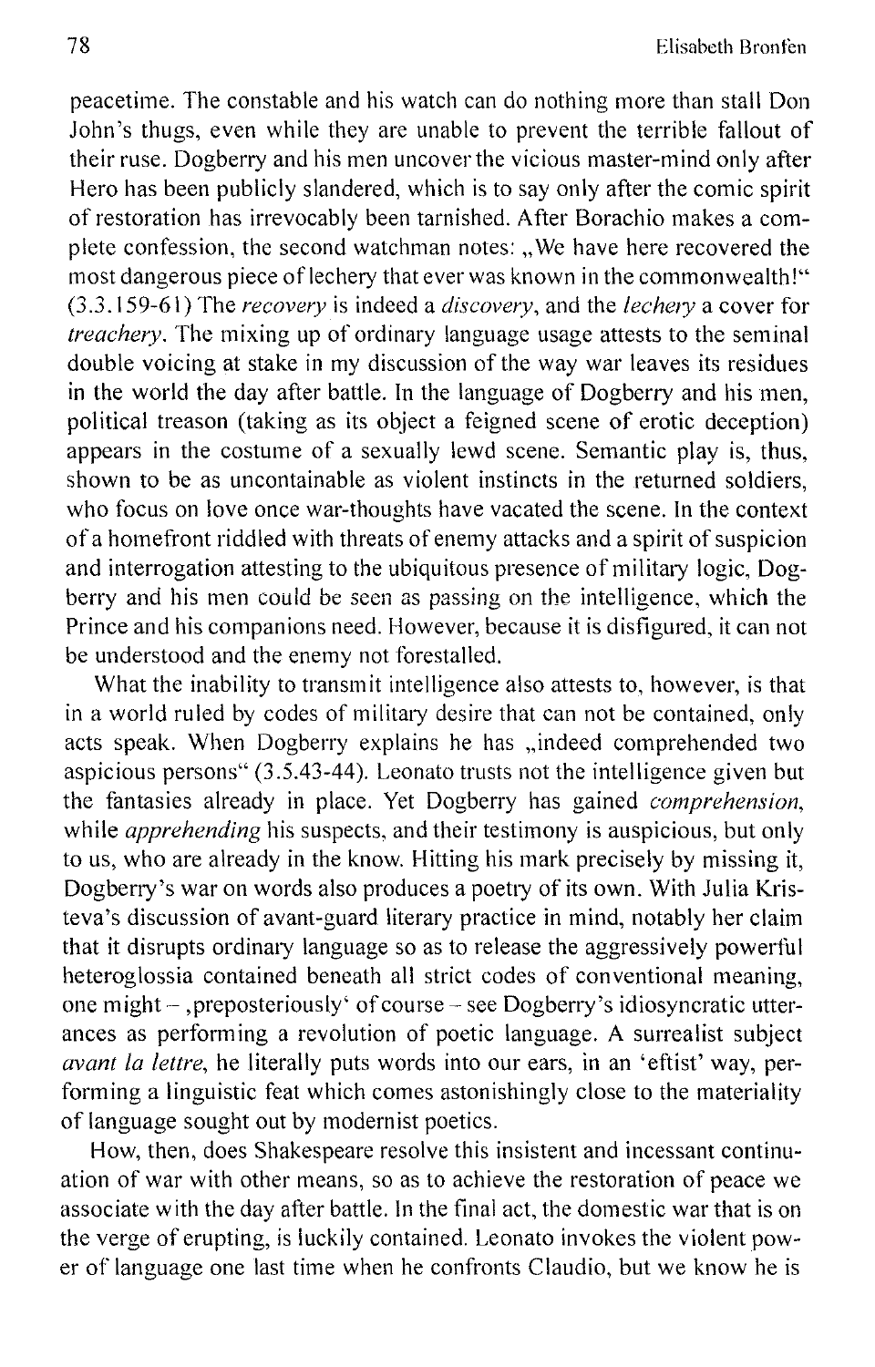peacetime. The constable and his watch can do nothing more than stall Don John's thugs, even while they are unable to prevent the terrible fallout of their ruse. Dogberry and his men uncover the vicious master-mind only after Hero has been publicly slandered, which is to say only after the comic spirit of restoration has irrevocably been tarnished. After Borachio makes a complete confession, the second watchman notes: „We have here recovered the most dangerous piece of lechery that ever was known in the commonwealth!" (3.3.159-61) The *recovery* is indeed a *discovery*, and the *lechery* a cover for *treachery*. The mixing up of ordinary language usage attests to the seminal double voicing at stake in my discussion of the way war leaves its residues in the world the day after battle. In the language of Dogberry and his men, political treason (taking as its object a feigned scene of erotic deception) appears in the costume of a sexually lewd scene. Semantic play is, thus, shown to be as uncontainable as violent instincts in the returned soldiers, who focus on love once war-thoughts have vacated the scene. In the context of a homefront riddled with threats of enemy attacks and a spirit of suspicion and interrogation attesting to the ubiquitous presence of military logic, Dogberry and his men could be seen as passing on the intelligence, which the Prince and his companions need. However, because it is disfigured, it can not be understood and the enemy not forestalled.

What the inability to transmit intelligence also attests to, however, is that in a world ruled by codes of military desire that can not be contained, only acts speak. When Dogberry explains he has „indeed comprehended two aspicious persons" (3.5.43-44). Leonato trusts not the intelligence given but the fantasies already in place. Yet Dogberry has gained *comprehension*, while *apprehending* his suspects, and their testimony is auspicious, but only to us, who are already in the know. Hitting his mark precisely by missing it, Dogberry's war on words also produces a poetry of its own. With Julia Kristeva's discussion of avant-guard literary practice in mind, notably her claim that it disrupts ordinary language so as to release the aggressively powerful heteroglossia contained beneath all strict codes of conventional meaning, one might – ‚preposteriously' of course – see Dogberry's idiosyncratic utterances as performing a revolution of poetic language. A surrealist subject *avant la lettre*, he literally puts words into our ears, in an 'eftist' way, performing a linguistic feat which comes astonishingly close to the materiality of language sought out by modernist poetics.

How, then, does Shakespeare resolve this insistent and incessant continuation of war with other means, so as to achieve the restoration of peace we associate with the day after battle. In the final act, the domestic war that is on the verge of erupting, is luckily contained. Leonato invokes the violent power of language one last time when he confronts Claudio, but we know he is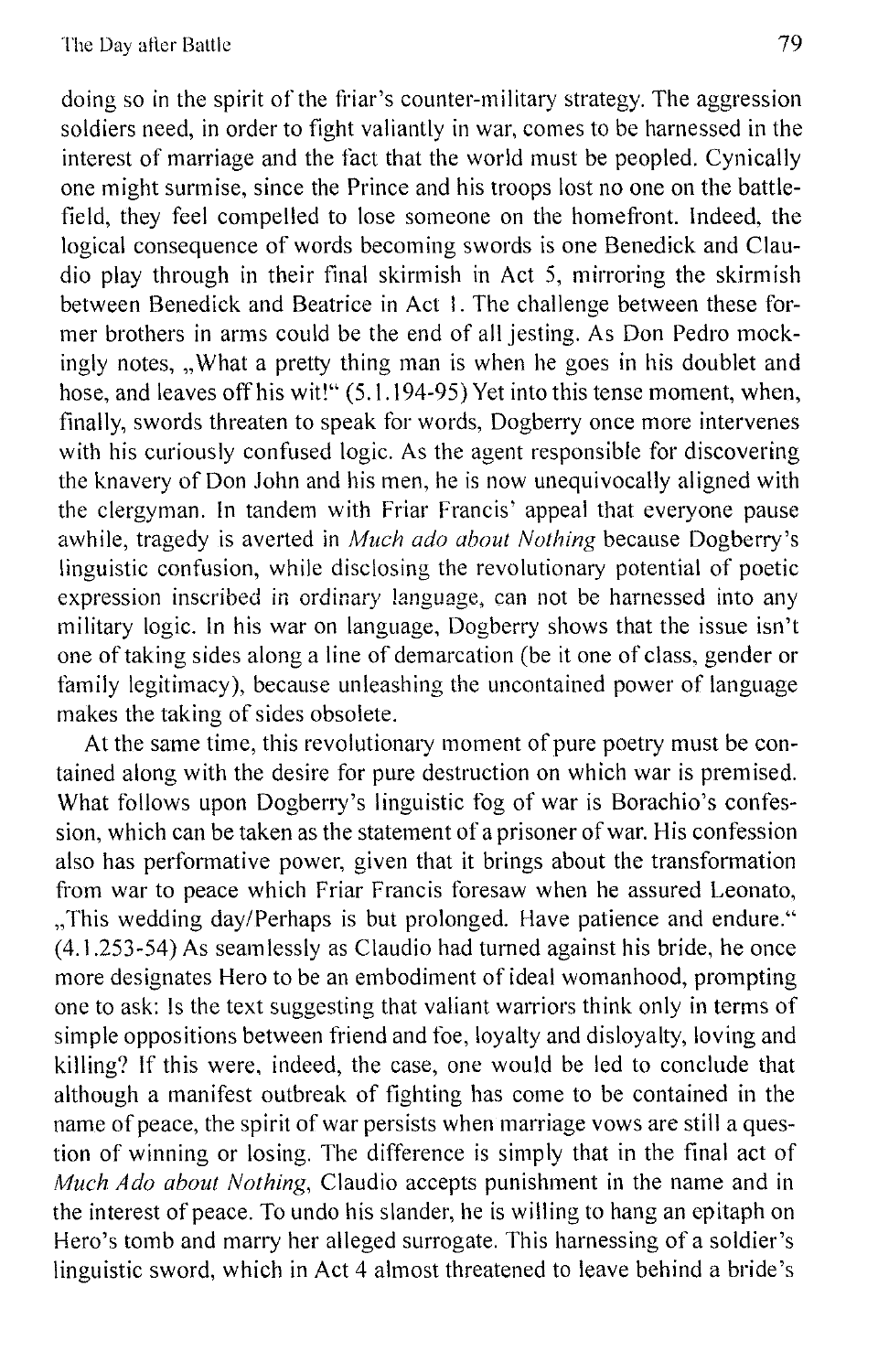doing so in the spirit of the friar's counter-military strategy. The aggression soldiers need, in order to fight valiantly in war, comes to be harnessed in the interest of marriage and the fact that the world must be peopled. Cynically one might surmise, since the Prince and his troops lost no one on the battlefield, they feel compelled to lose someone on the homefront. Indeed, the logical consequence of words becoming swords is one Benedick and Claudio play through in their final skirmish in Act 5, mirroring the skirmish between Benedick and Beatrice in Act 1. The challenge between these former brothers in arms could be the end of all jesting. As Don Pedro mockingly notes, „What a pretty thing man is when he goes in his doublet and hose, and leaves off his wit!" (5.1.194-95) Yet into this tense moment, when, finally, swords threaten to speak for words, Dogberry once more intervenes with his curiously confused logic. As the agent responsible for discovering the knavery of Don John and his men, he is now unequivocally aligned with the clergyman. In tandem with Friar Francis' appeal that everyone pause awhile, tragedy is averted in *Much ado about Nothing* because Dogberry's linguistic confusion, while disclosing the revolutionary potential of poetic expression inscribed in ordinary language, can not be harnessed into any military logic. In his war on language, Dogberry shows that the issue isn't one of taking sides along a line of demarcation (be it one of class, gender or family legitimacy), because unleashing the uncontained power of language makes the taking of sides obsolete.

At the same time, this revolutionary moment of pure poetry must be contained along with the desire for pure destruction on which war is premised. What follows upon Dogberry's linguistic fog of war is Borachio's confession, which can be taken as the statement of a prisoner of war. His confession also has performative power, given that it brings about the transformation from war to peace which Friar Francis foresaw when he assured Leonato, „This wedding day/Perhaps is but prolonged. Have patience and endure." (4.1.253-54) As seamlessly as Claudio had turned against his bride, he once more designates Hero to be an embodiment of ideal womanhood, prompting one to ask: Is the text suggesting that valiant warriors think only in terms of simple oppositions between friend and foe, loyalty and disloyalty, loving and killing? If this were, indeed, the case, one would be led to conclude that although a manifest outbreak of fighting has come to be contained in the name of peace, the spirit of war persists when marriage vows are still a question of winning or losing. The difference is simply that in the final act of *Much Ado about Nothing*, Claudio accepts punishment in the name and in the interest of peace. To undo his slander, he is willing to hang an epitaph on Hero's tomb and marry her alleged surrogate. This harnessing of a soldier's linguistic sword, which in Act 4 almost threatened to leave behind a bride's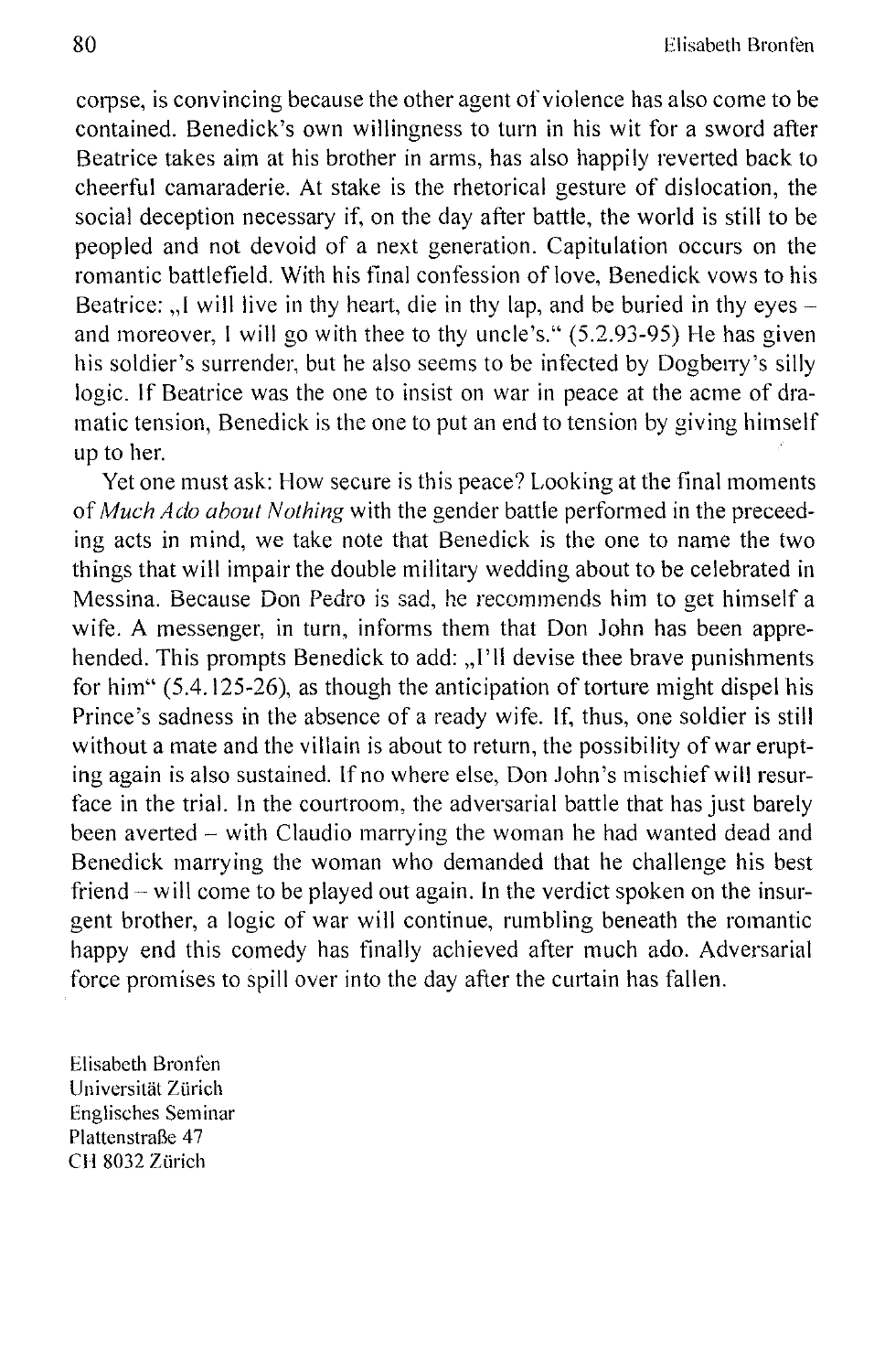corpse, is convincing because the other agent of violence has also come to be contained. Benedick's own willingness to turn in his wit for a sword after Beatrice takes aim at his brother in arms, has also happily reverted back to cheerful camaraderie. At stake is the rhetorical gesture of dislocation, the social deception necessary if, on the day after battle, the world is still to be peopled and not devoid of a next generation. Capitulation occurs on the romantic battlefield. With his final confession of love, Benedick vows to his Beatrice: „I will live in thy heart, die in thy lap, and be buried in thy eyes – and moreover, I will go with thee to thy uncle's.“ (5.2.93-95) He has given his soldier's surrender, but he also seems to be infected by Dogberry's silly logic. If Beatrice was the one to insist on war in peace at the acme of dramatic tension, Benedick is the one to put an end to tension by giving himself up to her.

Yet one must ask: How secure is this peace? Looking at the final moments of *Much Ado about Nothing* with the gender battle performed in the preceeding acts in mind, we take note that Benedick is the one to name the two things that will impair the double military wedding about to be celebrated in Messina. Because Don Pedro is sad, he recommends him to get himself a wife. A messenger, in turn, informs them that Don John has been apprehended. This prompts Benedick to add: „I'll devise thee brave punishments for him“ (5.4.125-26), as though the anticipation of torture might dispel his Prince's sadness in the absence of a ready wife. If, thus, one soldier is still without a mate and the villain is about to return, the possibility of war erupting again is also sustained. If no where else, Don John's mischief will resurface in the trial. In the courtroom, the adversarial battle that has just barely been averted – with Claudio marrying the woman he had wanted dead and Benedick marrying the woman who demanded that he challenge his best friend – will come to be played out again. In the verdict spoken on the insurgent brother, a logic of war will continue, rumbling beneath the romantic happy end this comedy has finally achieved after much ado. Adversarial force promises to spill over into the day after the curtain has fallen.

Elisabeth Bronfen
Universität Zürich
Englisches Seminar
Plattenstraße 47
CH 8032 Zürich